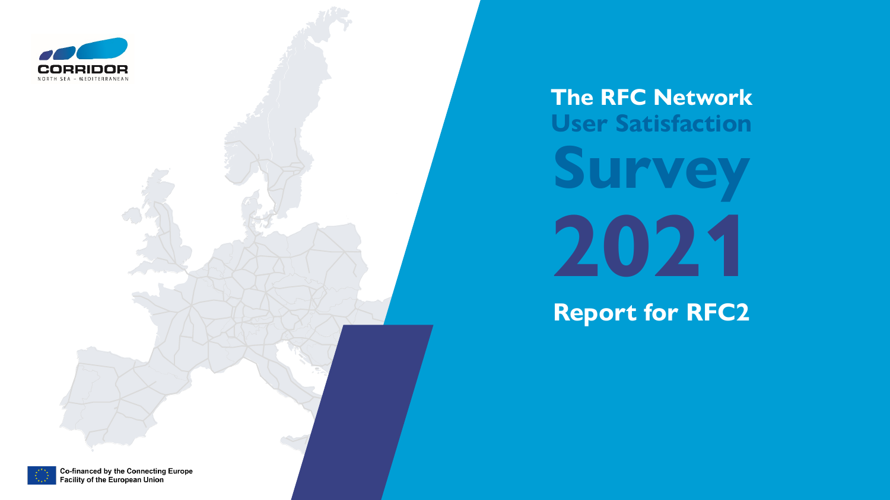CORRIDOR

NORTH SEA – MEDITERRANEAN

# The RFC Network User Satisfaction Survey 2021

## Report for RFC2

Co-financed by the Connecting Europe Facility of the European Union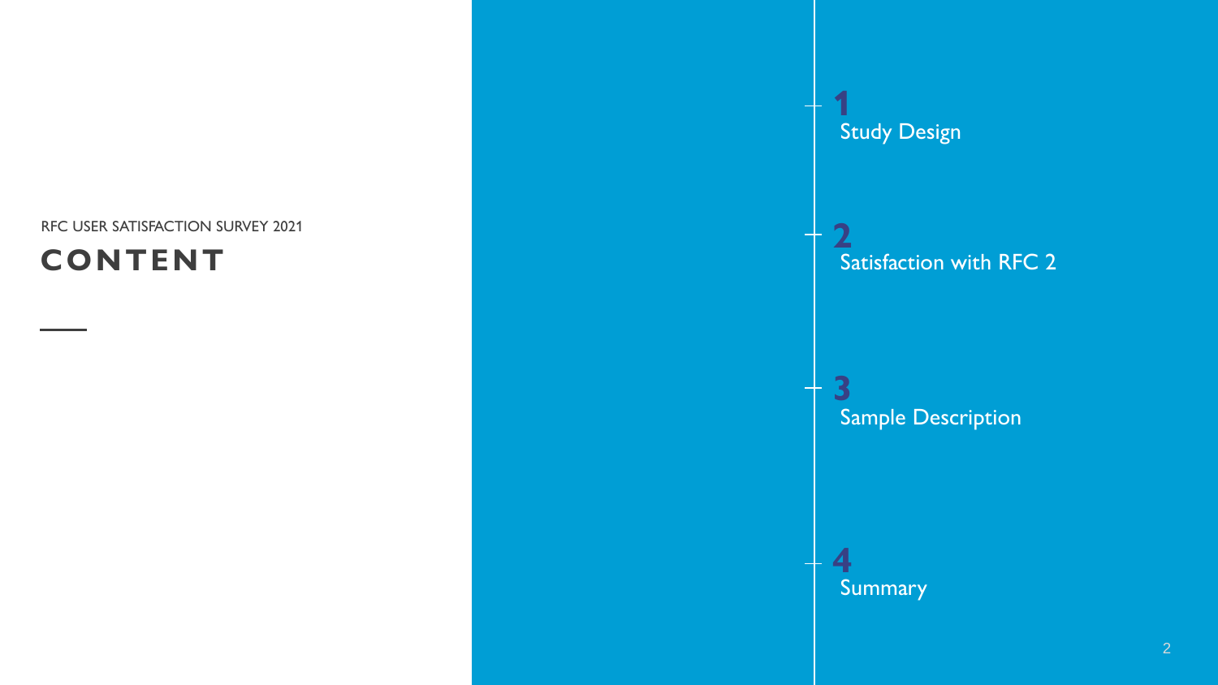RFC USER SATISFACTION SURVEY 2021

# CONTENT

**1**
Study Design

**2**
Satisfaction with RFC 2

**3**
Sample Description

**4**
Summary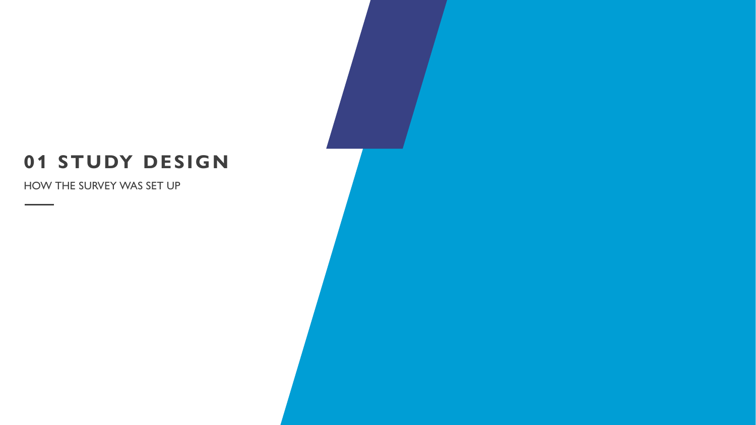# 01 STUDY DESIGN

HOW THE SURVEY WAS SET UP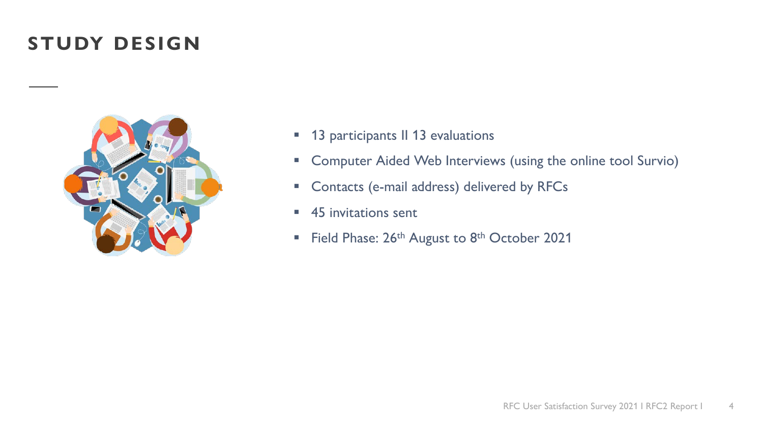# STUDY DESIGN

- 13 participants II 13 evaluations
- Computer Aided Web Interviews (using the online tool Survio)
- Contacts (e-mail address) delivered by RFCs
- 45 invitations sent
- Field Phase: 26th August to 8th October 2021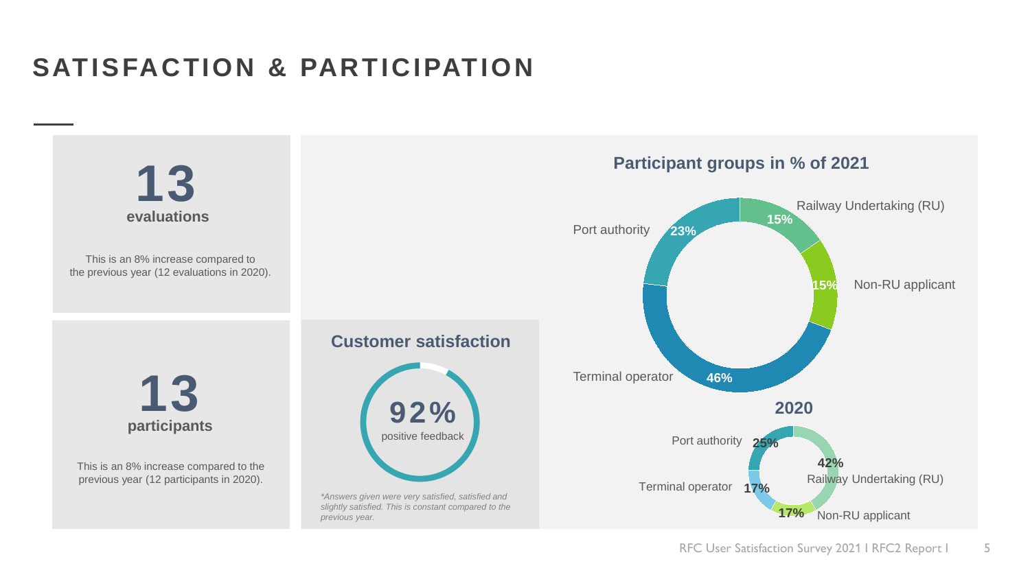# SATISFACTION & PARTICIPATION

**13**
**evaluations**

This is an 8% increase compared to the previous year (12 evaluations in 2020).

**13**
**participants**

This is an 8% increase compared to the previous year (12 participants in 2020).

### Customer satisfaction

**92%**
positive feedback

*\*Answers given were very satisfied, satisfied and slightly satisfied. This is constant compared to the previous year.*

### Participant groups in % of 2021

| Group | % |
|---|---|
| Railway Undertaking (RU) | 15% |
| Non-RU applicant | 15% |
| Terminal operator | 46% |
| Port authority | 23% |

### 2020

| Group | % |
|---|---|
| Railway Undertaking (RU) | 42% |
| Non-RU applicant | 17% |
| Terminal operator | 17% |
| Port authority | 25% |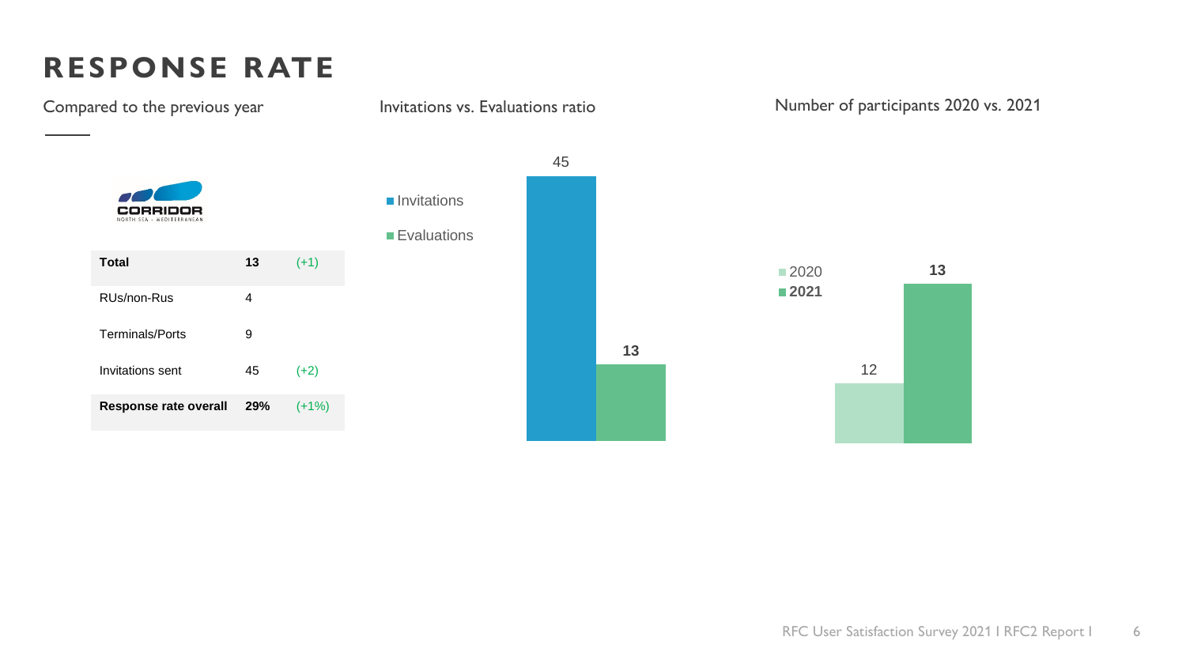# RESPONSE RATE

Compared to the previous year

| Total | 13 | (+1) |
|---|---|---|
| RUs/non-Rus | 4 | |
| Terminals/Ports | 9 | |
| Invitations sent | 45 | (+2) |
| **Response rate overall** | **29%** | (+1%) |

Invitations vs. Evaluations ratio

- Invitations: 45
- Evaluations: 13

Number of participants 2020 vs. 2021

- 2020: 12
- 2021: 13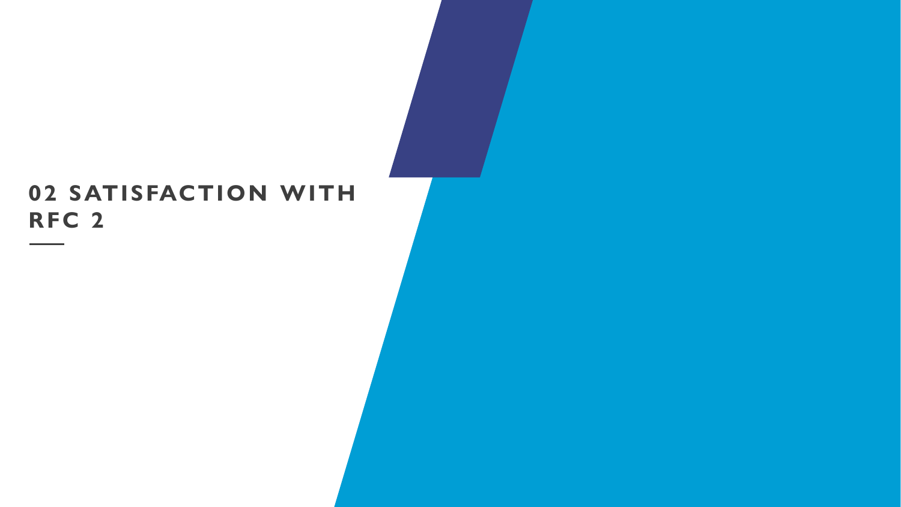# 02 SATISFACTION WITH RFC 2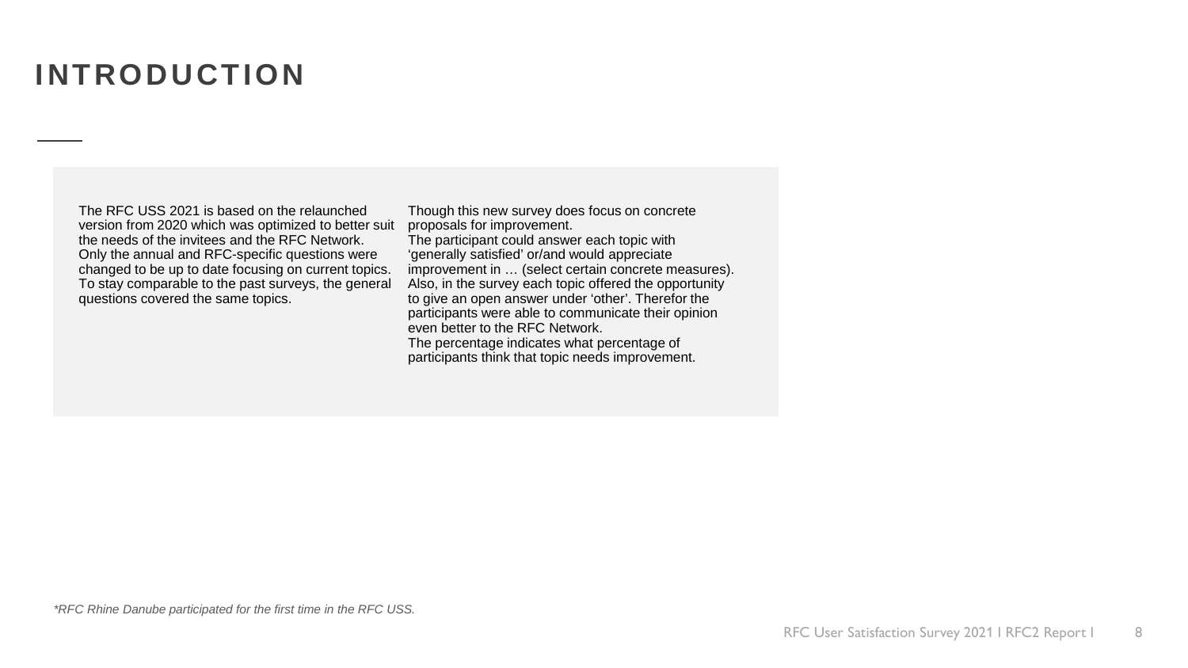# INTRODUCTION

The RFC USS 2021 is based on the relaunched version from 2020 which was optimized to better suit the needs of the invitees and the RFC Network. Only the annual and RFC-specific questions were changed to be up to date focusing on current topics. To stay comparable to the past surveys, the general questions covered the same topics.

Though this new survey does focus on concrete proposals for improvement.
The participant could answer each topic with 'generally satisfied' or/and would appreciate improvement in … (select certain concrete measures). Also, in the survey each topic offered the opportunity to give an open answer under 'other'. Therefor the participants were able to communicate their opinion even better to the RFC Network.
The percentage indicates what percentage of participants think that topic needs improvement.

*\*RFC Rhine Danube participated for the first time in the RFC USS.*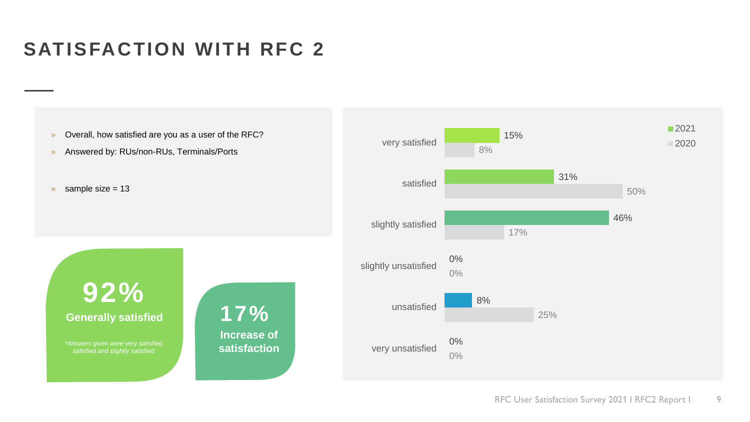# SATISFACTION WITH RFC 2

- Overall, how satisfied are you as a user of the RFC?
- Answered by: RUs/non-RUs, Terminals/Ports

- sample size = 13

**92%**

**Generally satisfied**

*\*Answers given were very satisfied, satisfied and slightly satisfied.*

**17%**

**Increase of satisfaction**

| | 2021 | 2020 |
|---|---|---|
| very satisfied | 15% | 8% |
| satisfied | 31% | 50% |
| slightly satisfied | 46% | 17% |
| slightly unsatisfied | 0% | 0% |
| unsatisfied | 8% | 25% |
| very unsatisfied | 0% | 0% |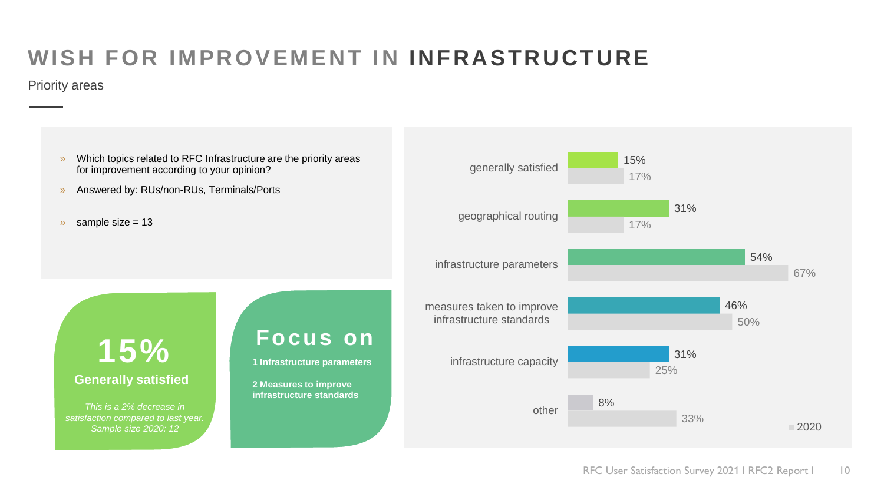# WISH FOR IMPROVEMENT IN **INFRASTRUCTURE**

Priority areas

- Which topics related to RFC Infrastructure are the priority areas for improvement according to your opinion?
- Answered by: RUs/non-RUs, Terminals/Ports
- sample size = 13

**15%**

**Generally satisfied**

*This is a 2% decrease in satisfaction compared to last year. Sample size 2020: 12*

**Focus on**

**1 Infrastructure parameters**

**2 Measures to improve infrastructure standards**

| | 2021 | 2020 |
|---|---|---|
| generally satisfied | 15% | 17% |
| geographical routing | 31% | 17% |
| infrastructure parameters | 54% | 67% |
| measures taken to improve infrastructure standards | 46% | 50% |
| infrastructure capacity | 31% | 25% |
| other | 8% | 33% |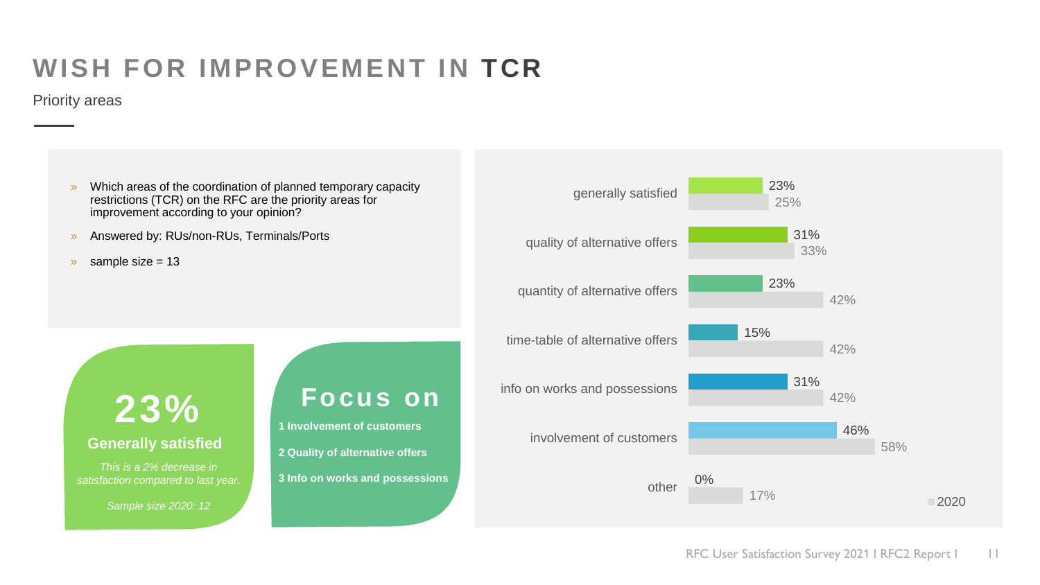# WISH FOR IMPROVEMENT IN TCR

Priority areas

- Which areas of the coordination of planned temporary capacity restrictions (TCR) on the RFC are the priority areas for improvement according to your opinion?
- Answered by: RUs/non-RUs, Terminals/Ports
- sample size = 13

**23%**

**Generally satisfied**

*This is a 2% decrease in satisfaction compared to last year.*

*Sample size 2020: 12*

**Focus on**

**1 Involvement of customers**

**2 Quality of alternative offers**

**3 Info on works and possessions**

| Area | 2021 | 2020 |
|---|---|---|
| generally satisfied | 23% | 25% |
| quality of alternative offers | 31% | 33% |
| quantity of alternative offers | 23% | 42% |
| time-table of alternative offers | 15% | 42% |
| info on works and possessions | 31% | 42% |
| involvement of customers | 46% | 58% |
| other | 0% | 17% |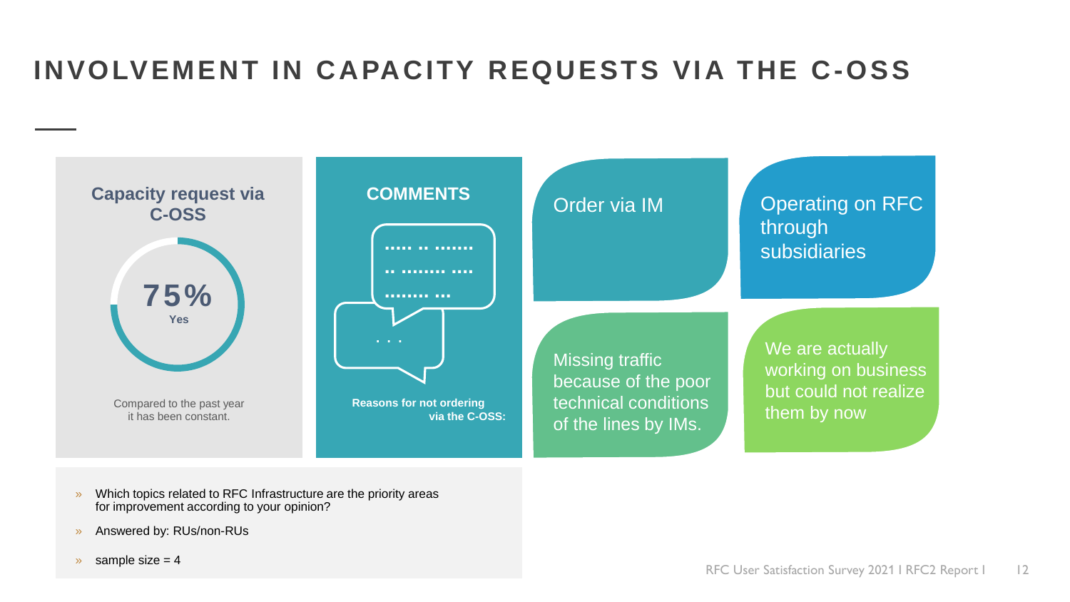# INVOLVEMENT IN CAPACITY REQUESTS VIA THE C-OSS

**Capacity request via C-OSS**

**75%**
**Yes**

Compared to the past year it has been constant.

**COMMENTS**

**Reasons for not ordering via the C-OSS:**

- Order via IM
- Operating on RFC through subsidiaries
- Missing traffic because of the poor technical conditions of the lines by IMs.
- We are actually working on business but could not realize them by now

» Which topics related to RFC Infrastructure are the priority areas for improvement according to your opinion?

» Answered by: RUs/non-RUs

» sample size = 4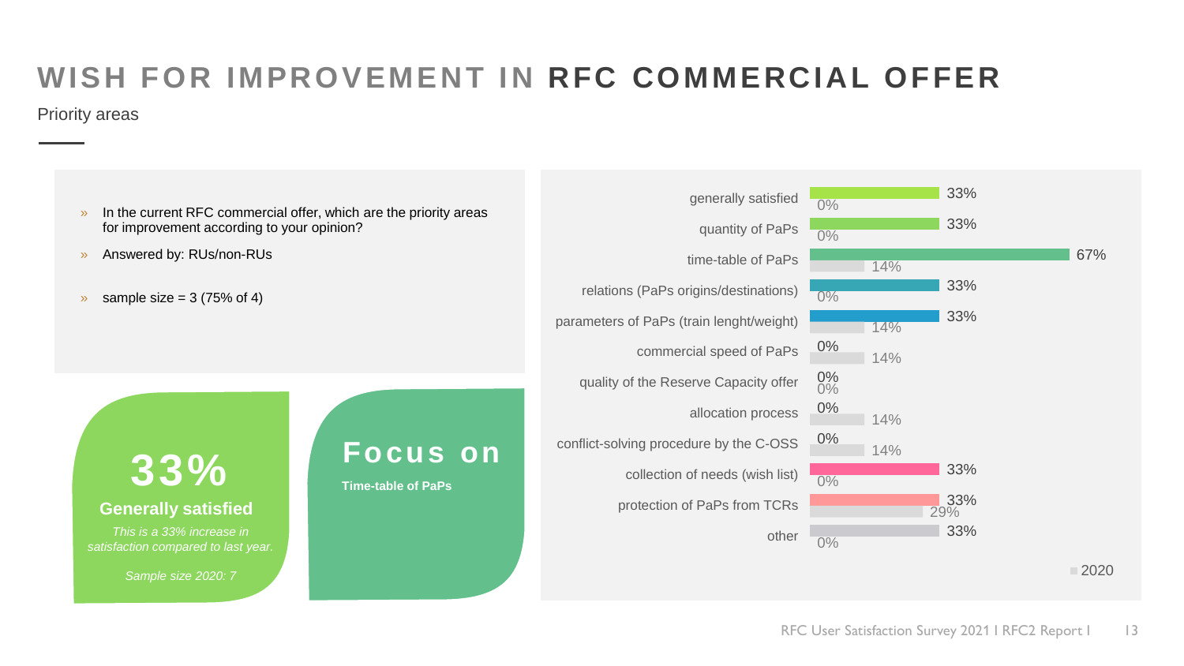# WISH FOR IMPROVEMENT IN RFC COMMERCIAL OFFER

Priority areas

- In the current RFC commercial offer, which are the priority areas for improvement according to your opinion?
- Answered by: RUs/non-RUs
- sample size = 3 (75% of 4)

| | 2021 | 2020 |
|---|---|---|
| generally satisfied | 33% | 0% |
| quantity of PaPs | 33% | 0% |
| time-table of PaPs | 67% | 14% |
| relations (PaPs origins/destinations) | 33% | 0% |
| parameters of PaPs (train lenght/weight) | 33% | 14% |
| commercial speed of PaPs | 0% | 14% |
| quality of the Reserve Capacity offer | 0% | 0% |
| allocation process | 0% | 14% |
| conflict-solving procedure by the C-OSS | 0% | 14% |
| collection of needs (wish list) | 33% | 0% |
| protection of PaPs from TCRs | 33% | 29% |
| other | 33% | 0% |

**33%**

**Generally satisfied**

*This is a 33% increase in satisfaction compared to last year.*

*Sample size 2020: 7*

**Focus on**

**Time-table of PaPs**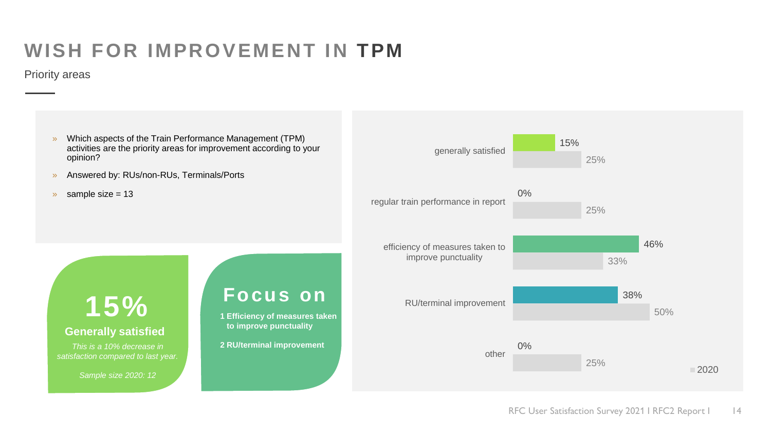# WISH FOR IMPROVEMENT IN TPM

Priority areas

- Which aspects of the Train Performance Management (TPM) activities are the priority areas for improvement according to your opinion?
- Answered by: RUs/non-RUs, Terminals/Ports
- sample size = 13

**15%**

**Generally satisfied**

*This is a 10% decrease in satisfaction compared to last year.*

*Sample size 2020: 12*

**Focus on**

**1 Efficiency of measures taken to improve punctuality**

**2 RU/terminal improvement**

| | 2021 | 2020 |
|---|---|---|
| generally satisfied | 15% | 25% |
| regular train performance in report | 0% | 25% |
| efficiency of measures taken to improve punctuality | 46% | 33% |
| RU/terminal improvement | 38% | 50% |
| other | 0% | 25% |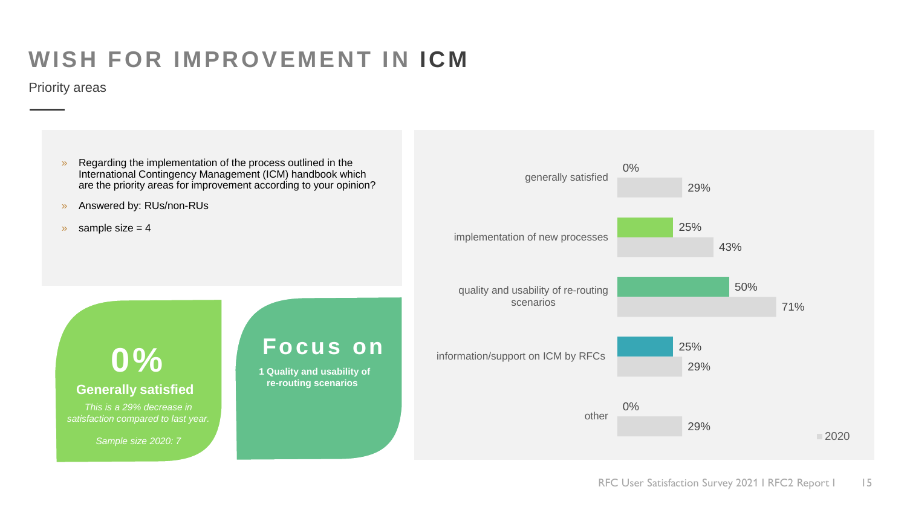# WISH FOR IMPROVEMENT IN ICM

Priority areas

- Regarding the implementation of the process outlined in the International Contingency Management (ICM) handbook which are the priority areas for improvement according to your opinion?
- Answered by: RUs/non-RUs
- sample size = 4

**0%**

**Generally satisfied**

*This is a 29% decrease in satisfaction compared to last year.*

*Sample size 2020: 7*

**Focus on**

**1 Quality and usability of re-routing scenarios**

| | 2021 | 2020 |
|---|---|---|
| generally satisfied | 0% | 29% |
| implementation of new processes | 25% | 43% |
| quality and usability of re-routing scenarios | 50% | 71% |
| information/support on ICM by RFCs | 25% | 29% |
| other | 0% | 29% |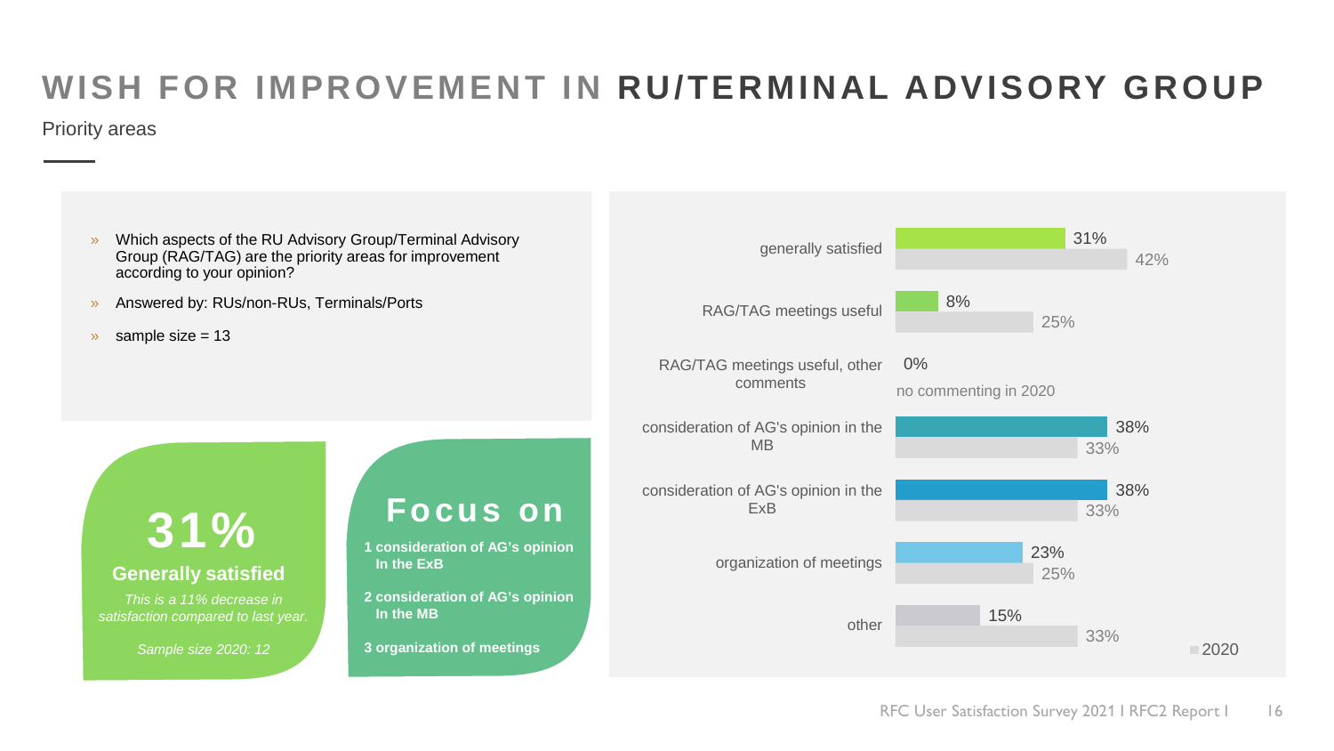# WISH FOR IMPROVEMENT IN **RU/TERMINAL ADVISORY GROUP**

Priority areas

- Which aspects of the RU Advisory Group/Terminal Advisory Group (RAG/TAG) are the priority areas for improvement according to your opinion?
- Answered by: RUs/non-RUs, Terminals/Ports
- sample size = 13

## 31%

**Generally satisfied**

*This is a 11% decrease in satisfaction compared to last year.*

*Sample size 2020: 12*

## Focus on

**1 consideration of AG's opinion In the ExB**

**2 consideration of AG's opinion In the MB**

**3 organization of meetings**

| | 2021 | 2020 |
|---|---|---|
| generally satisfied | 31% | 42% |
| RAG/TAG meetings useful | 8% | 25% |
| RAG/TAG meetings useful, other comments | 0% | no commenting in 2020 |
| consideration of AG's opinion in the MB | 38% | 33% |
| consideration of AG's opinion in the ExB | 38% | 33% |
| organization of meetings | 23% | 25% |
| other | 15% | 33% |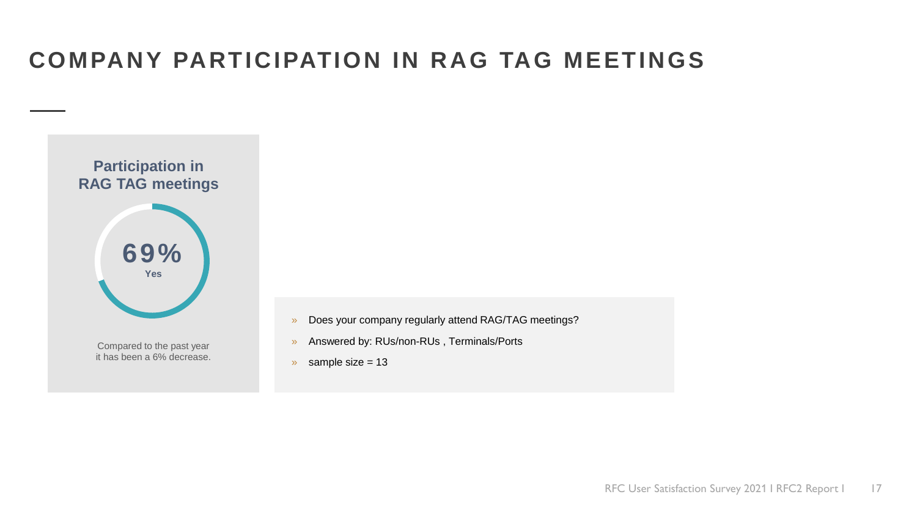# COMPANY PARTICIPATION IN RAG TAG MEETINGS

### Participation in RAG TAG meetings

**69%**
**Yes**

Compared to the past year it has been a 6% decrease.

- Does your company regularly attend RAG/TAG meetings?
- Answered by: RUs/non-RUs , Terminals/Ports
- sample size = 13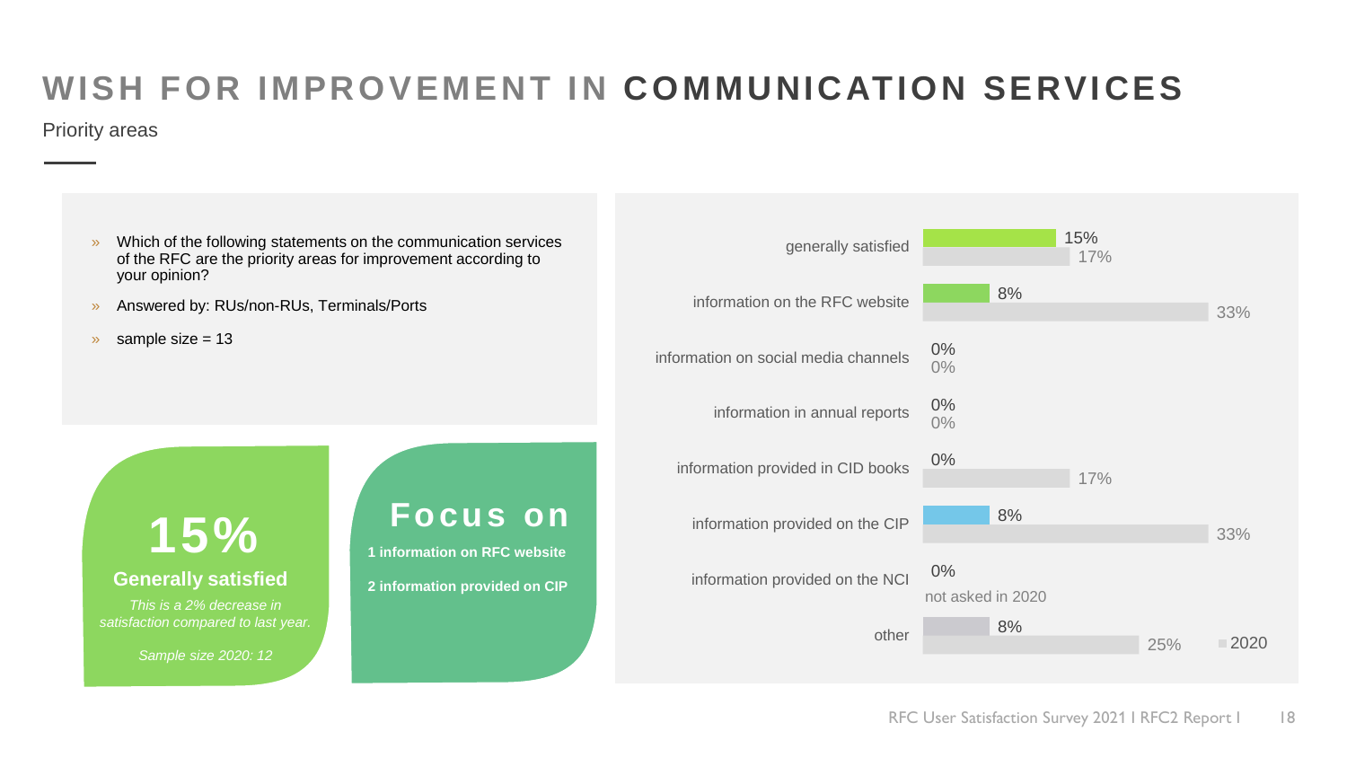# WISH FOR IMPROVEMENT IN **COMMUNICATION SERVICES**

Priority areas

- Which of the following statements on the communication services of the RFC are the priority areas for improvement according to your opinion?
- Answered by: RUs/non-RUs, Terminals/Ports
- sample size = 13

**15%**

**Generally satisfied**

*This is a 2% decrease in satisfaction compared to last year.*

*Sample size 2020: 12*

**Focus on**

**1 information on RFC website**

**2 information provided on CIP**

| | 2021 | 2020 |
|---|---|---|
| generally satisfied | 15% | 17% |
| information on the RFC website | 8% | 33% |
| information on social media channels | 0% | 0% |
| information in annual reports | 0% | 0% |
| information provided in CID books | 0% | 17% |
| information provided on the CIP | 8% | 33% |
| information provided on the NCI | 0% | not asked in 2020 |
| other | 8% | 25% |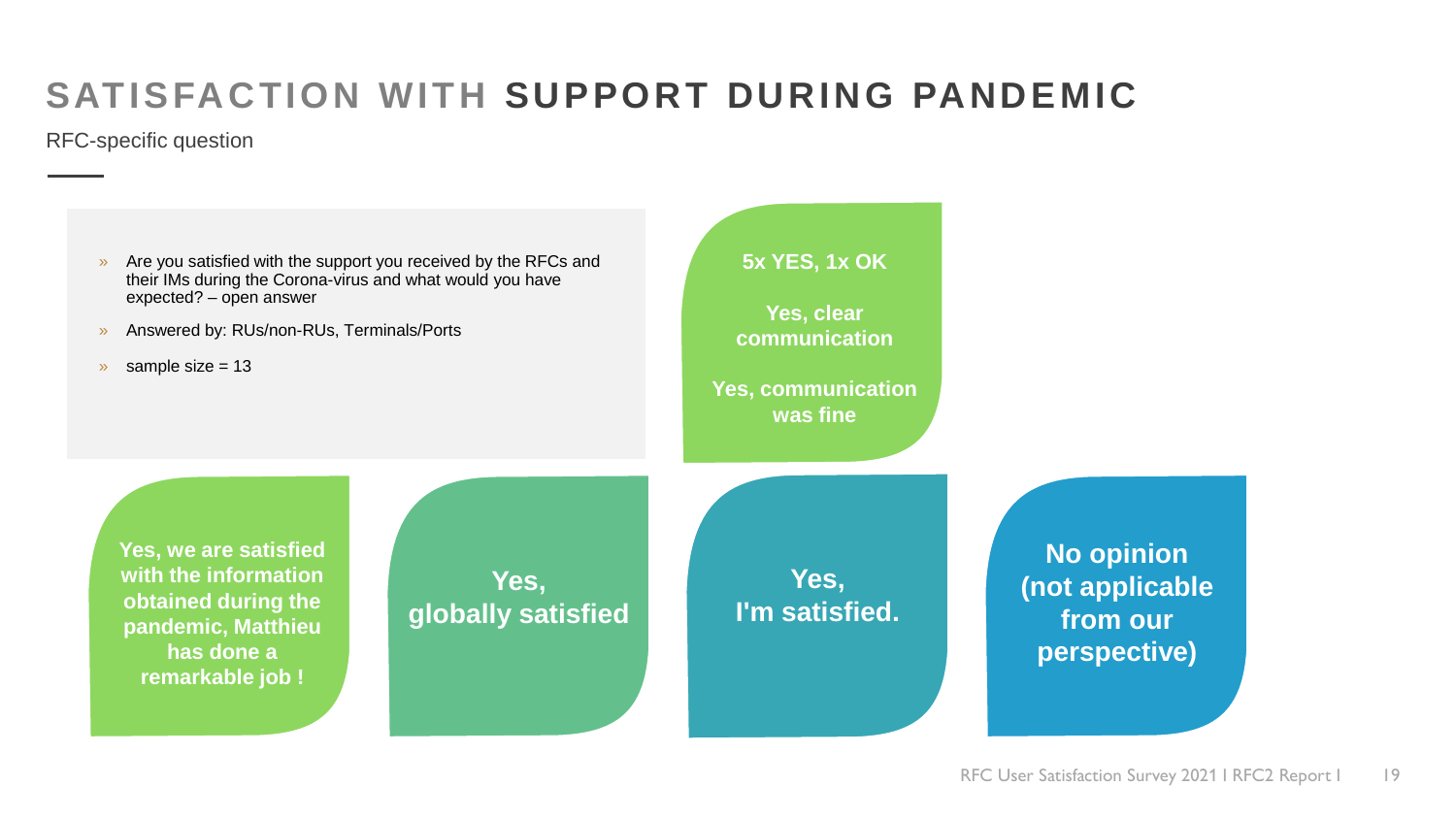# SATISFACTION WITH **SUPPORT DURING PANDEMIC**

RFC-specific question

- Are you satisfied with the support you received by the RFCs and their IMs during the Corona-virus and what would you have expected? – open answer
- Answered by: RUs/non-RUs, Terminals/Ports
- sample size = 13

**5x YES, 1x OK**

**Yes, clear communication**

**Yes, communication was fine**

**Yes, we are satisfied with the information obtained during the pandemic, Matthieu has done a remarkable job !**

**Yes, globally satisfied**

**Yes, I'm satisfied.**

**No opinion (not applicable from our perspective)**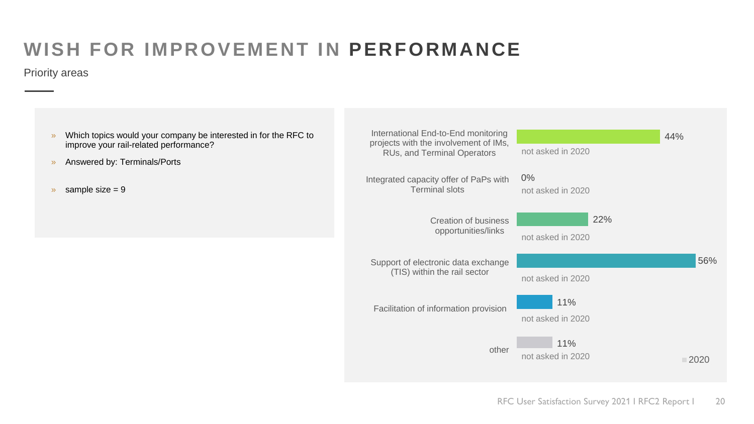# WISH FOR IMPROVEMENT IN **PERFORMANCE**

Priority areas

- Which topics would your company be interested in for the RFC to improve your rail-related performance?
- Answered by: Terminals/Ports
- sample size = 9

| Topic | 2021 | 2020 |
| --- | --- | --- |
| International End-to-End monitoring projects with the involvement of IMs, RUs, and Terminal Operators | 44% | not asked in 2020 |
| Integrated capacity offer of PaPs with Terminal slots | 0% | not asked in 2020 |
| Creation of business opportunities/links | 22% | not asked in 2020 |
| Support of electronic data exchange (TIS) within the rail sector | 56% | not asked in 2020 |
| Facilitation of information provision | 11% | not asked in 2020 |
| other | 11% | not asked in 2020 |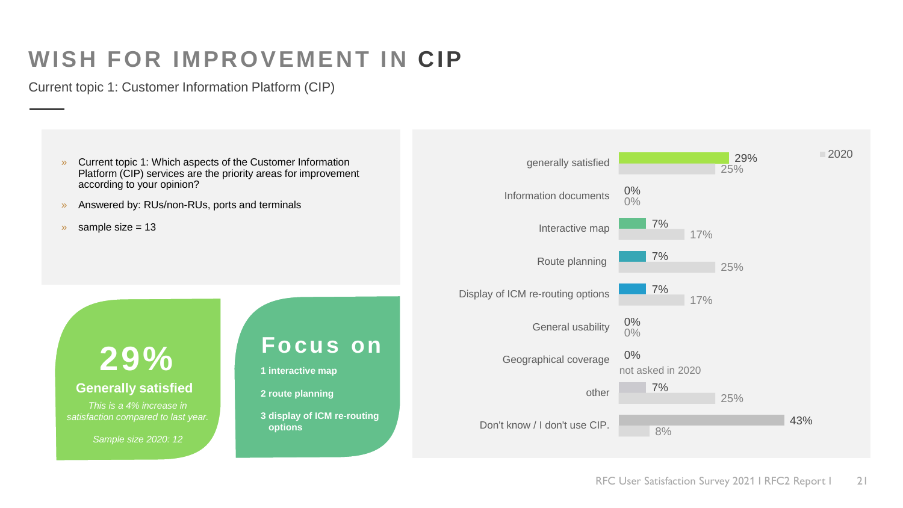# WISH FOR IMPROVEMENT IN CIP

Current topic 1: Customer Information Platform (CIP)

- Current topic 1: Which aspects of the Customer Information Platform (CIP) services are the priority areas for improvement according to your opinion?
- Answered by: RUs/non-RUs, ports and terminals
- sample size = 13

**29%**

**Generally satisfied**

*This is a 4% increase in satisfaction compared to last year.*

*Sample size 2020: 12*

**Focus on**

**1 interactive map**

**2 route planning**

**3 display of ICM re-routing options**

| | 2021 | 2020 |
|---|---|---|
| generally satisfied | 29% | 25% |
| Information documents | 0% | 0% |
| Interactive map | 7% | 17% |
| Route planning | 7% | 25% |
| Display of ICM re-routing options | 7% | 17% |
| General usability | 0% | 0% |
| Geographical coverage | 0% | not asked in 2020 |
| other | 7% | 25% |
| Don't know / I don't use CIP. | 43% | 8% |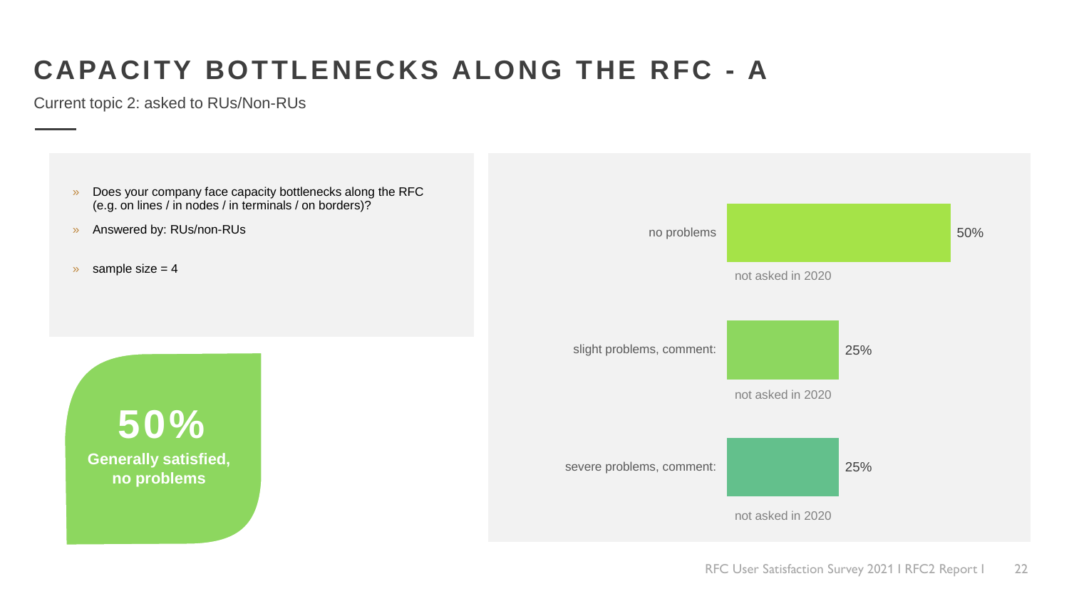# CAPACITY BOTTLENECKS ALONG THE RFC - A

Current topic 2: asked to RUs/Non-RUs

- Does your company face capacity bottlenecks along the RFC (e.g. on lines / in nodes / in terminals / on borders)?
- Answered by: RUs/non-RUs
- sample size = 4

**50%**
**Generally satisfied, no problems**

| Response | 2021 | 2020 |
|---|---|---|
| no problems | 50% | not asked in 2020 |
| slight problems, comment: | 25% | not asked in 2020 |
| severe problems, comment: | 25% | not asked in 2020 |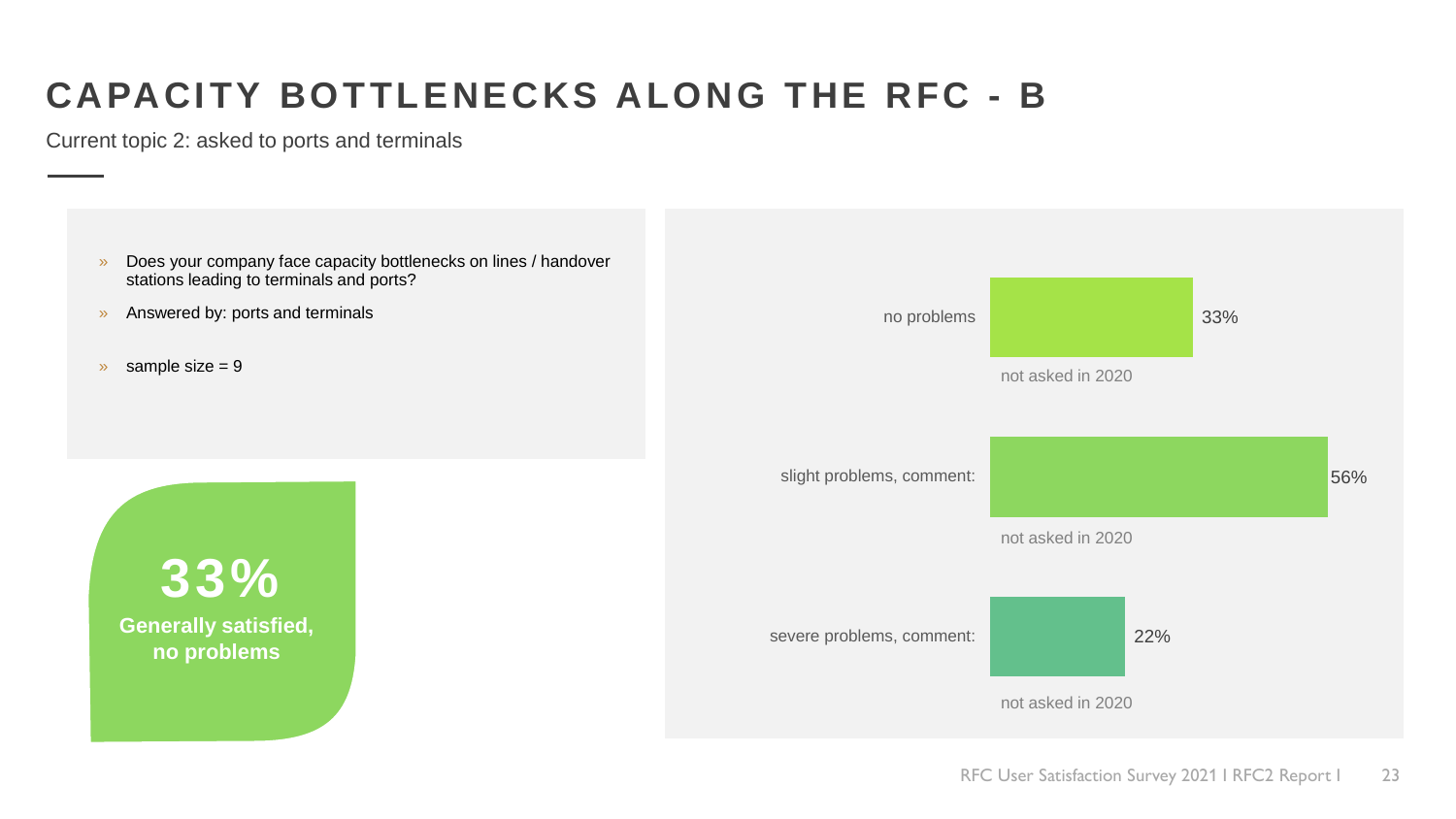# CAPACITY BOTTLENECKS ALONG THE RFC - B

Current topic 2: asked to ports and terminals

- Does your company face capacity bottlenecks on lines / handover stations leading to terminals and ports?
- Answered by: ports and terminals
- sample size = 9

**33%**
**Generally satisfied, no problems**

| | 2021 | 2020 |
|---|---|---|
| no problems | 33% | not asked in 2020 |
| slight problems, comment: | 56% | not asked in 2020 |
| severe problems, comment: | 22% | not asked in 2020 |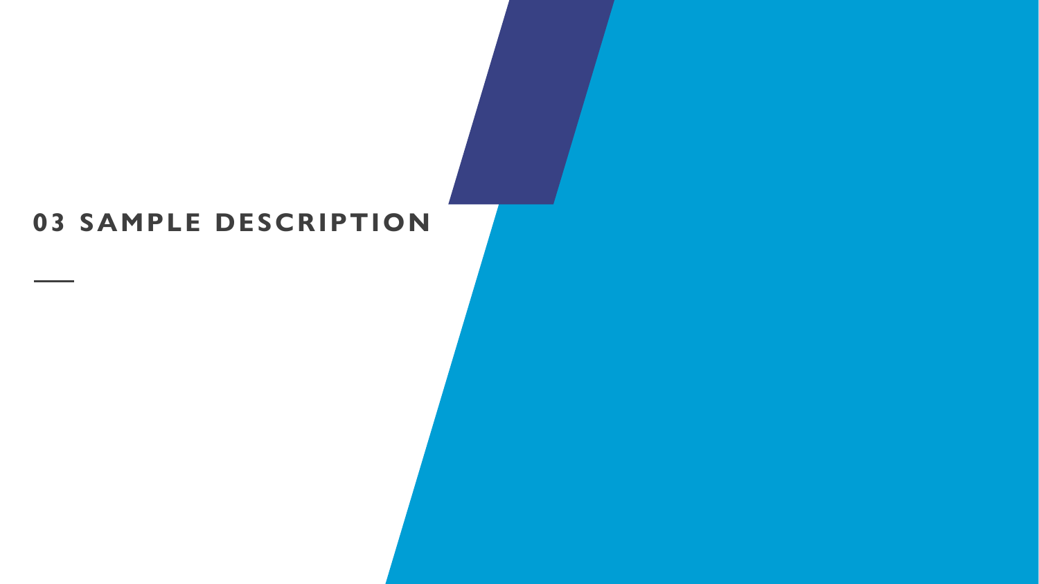# 03 SAMPLE DESCRIPTION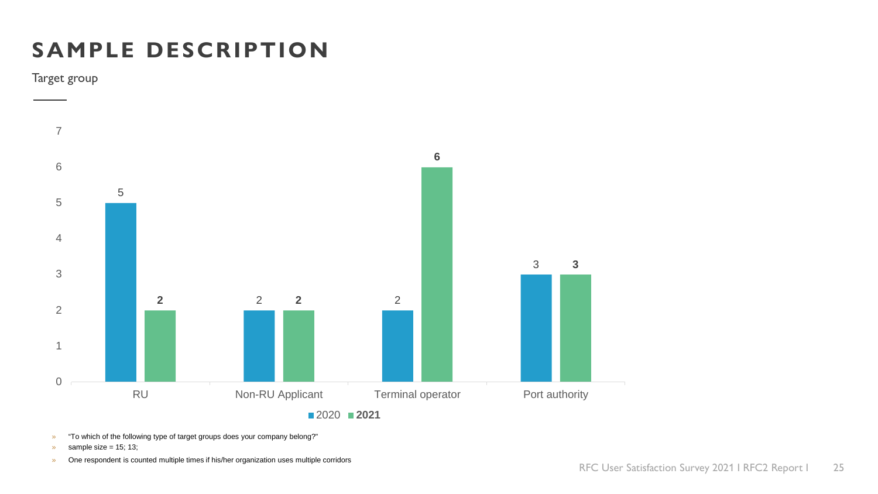# SAMPLE DESCRIPTION

Target group

| | 2020 | 2021 |
|---|---|---|
| RU | 5 | **2** |
| Non-RU Applicant | 2 | **2** |
| Terminal operator | 2 | **6** |
| Port authority | 3 | **3** |

- "To which of the following type of target groups does your company belong?"
- sample size = 15; 13;
- One respondent is counted multiple times if his/her organization uses multiple corridors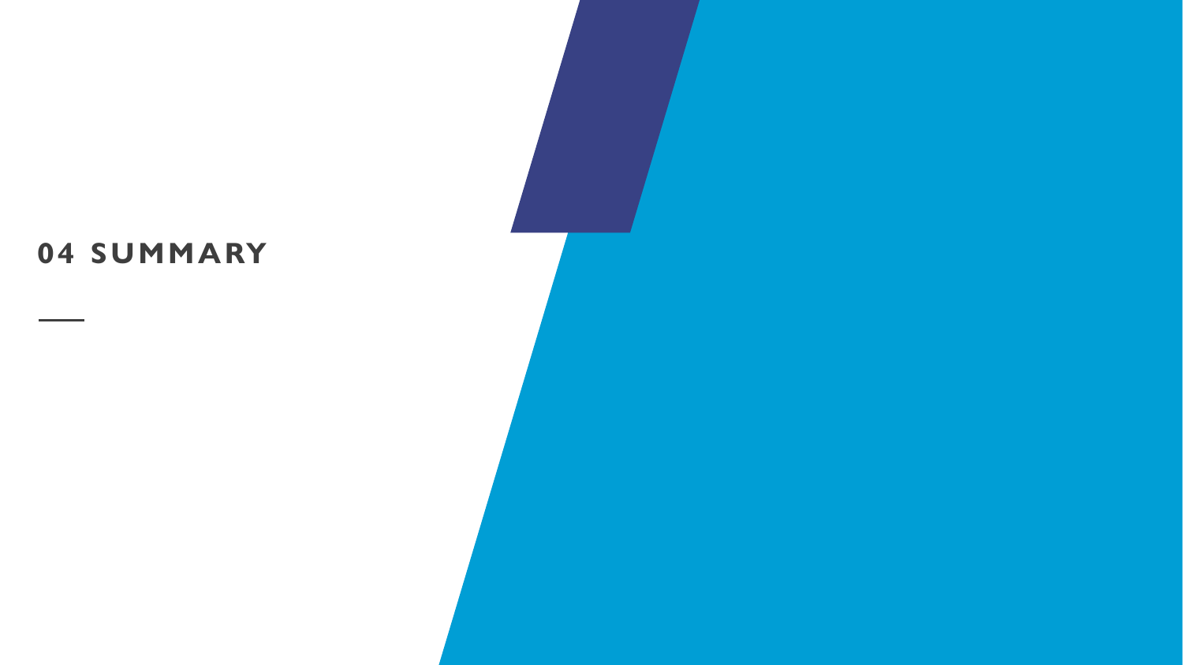# 04 SUMMARY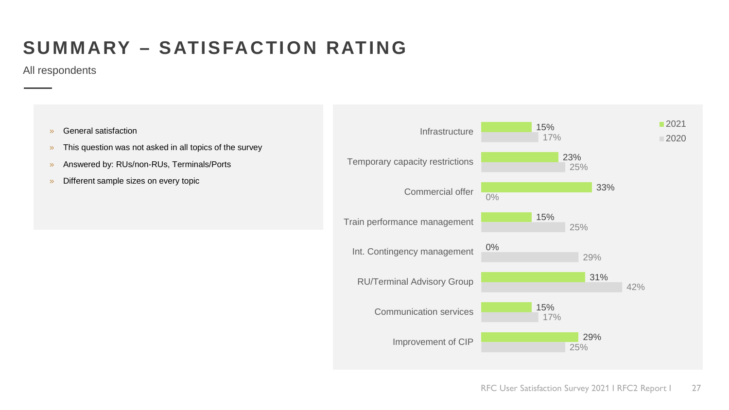# SUMMARY – SATISFACTION RATING

All respondents

- General satisfaction
- This question was not asked in all topics of the survey
- Answered by: RUs/non-RUs, Terminals/Ports
- Different sample sizes on every topic

| Topic | 2021 | 2020 |
| --- | --- | --- |
| Infrastructure | 15% | 17% |
| Temporary capacity restrictions | 23% | 25% |
| Commercial offer | 33% | 0% |
| Train performance management | 15% | 25% |
| Int. Contingency management | 0% | 29% |
| RU/Terminal Advisory Group | 31% | 42% |
| Communication services | 15% | 17% |
| Improvement of CIP | 29% | 25% |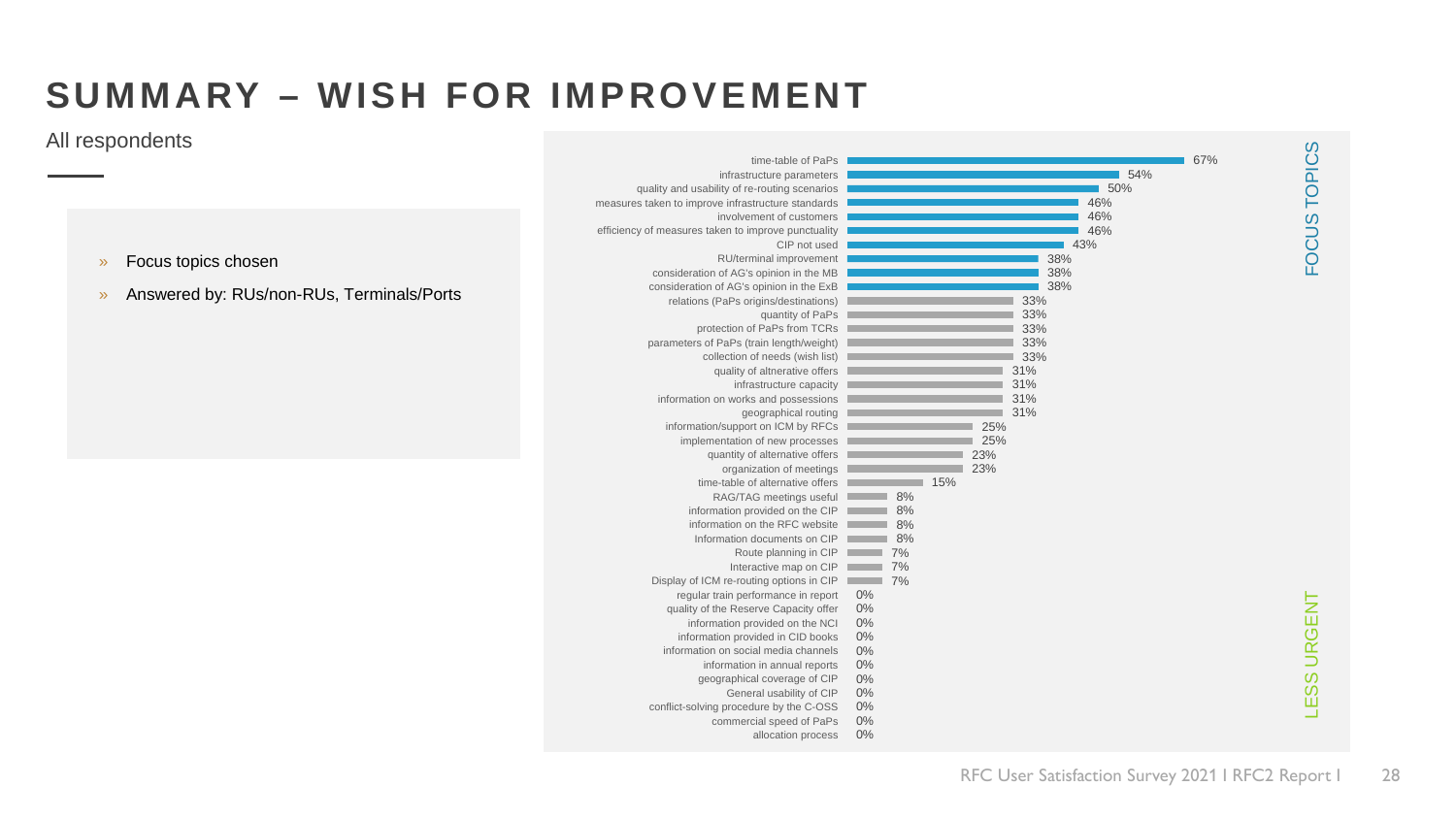# SUMMARY – WISH FOR IMPROVEMENT

All respondents

- Focus topics chosen
- Answered by: RUs/non-RUs, Terminals/Ports

| Topic | Share |
| --- | --- |
| time-table of PaPs | 67% |
| infrastructure parameters | 54% |
| quality and usability of re-routing scenarios | 50% |
| measures taken to improve infrastructure standards | 46% |
| involvement of customers | 46% |
| efficiency of measures taken to improve punctuality | 46% |
| CIP not used | 43% |
| RU/terminal improvement | 38% |
| consideration of AG's opinion in the MB | 38% |
| consideration of AG's opinion in the ExB | 38% |
| relations (PaPs origins/destinations) | 33% |
| quantity of PaPs | 33% |
| protection of PaPs from TCRs | 33% |
| parameters of PaPs (train length/weight) | 33% |
| collection of needs (wish list) | 33% |
| quality of altnerative offers | 31% |
| infrastructure capacity | 31% |
| information on works and possessions | 31% |
| geographical routing | 31% |
| information/support on ICM by RFCs | 25% |
| implementation of new processes | 25% |
| quantity of alternative offers | 23% |
| organization of meetings | 23% |
| time-table of alternative offers | 15% |
| RAG/TAG meetings useful | 8% |
| information provided on the CIP | 8% |
| information on the RFC website | 8% |
| Information documents on CIP | 8% |
| Route planning in CIP | 7% |
| Interactive map on CIP | 7% |
| Display of ICM re-routing options in CIP | 7% |
| regular train performance in report | 0% |
| quality of the Reserve Capacity offer | 0% |
| information provided on the NCI | 0% |
| information provided in CID books | 0% |
| information on social media channels | 0% |
| information in annual reports | 0% |
| geographical coverage of CIP | 0% |
| General usability of CIP | 0% |
| conflict-solving procedure by the C-OSS | 0% |
| commercial speed of PaPs | 0% |
| allocation process | 0% |

FOCUS TOPICS

LESS URGENT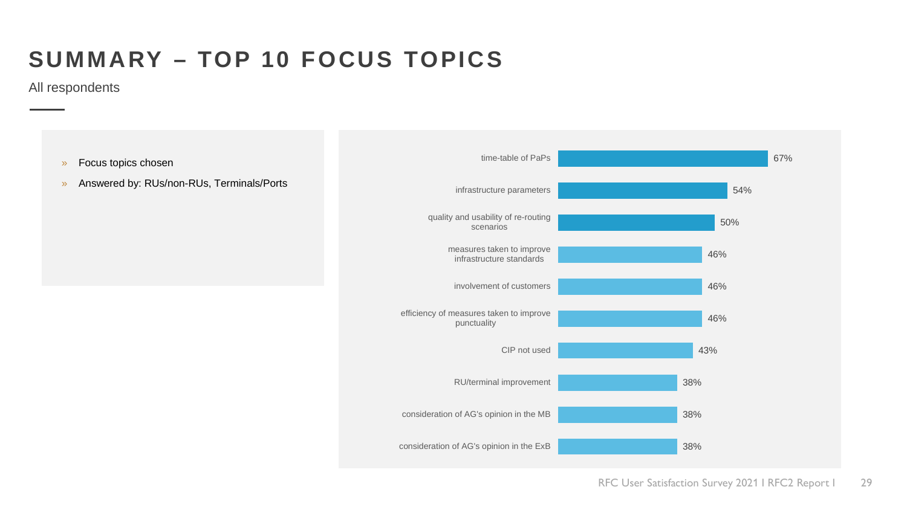# SUMMARY – TOP 10 FOCUS TOPICS

All respondents

- Focus topics chosen
- Answered by: RUs/non-RUs, Terminals/Ports

time-table of PaPs 67%

infrastructure parameters 54%

quality and usability of re-routing scenarios 50%

measures taken to improve infrastructure standards 46%

involvement of customers 46%

efficiency of measures taken to improve punctuality 46%

CIP not used 43%

RU/terminal improvement 38%

consideration of AG's opinion in the MB 38%

consideration of AG's opinion in the ExB 38%